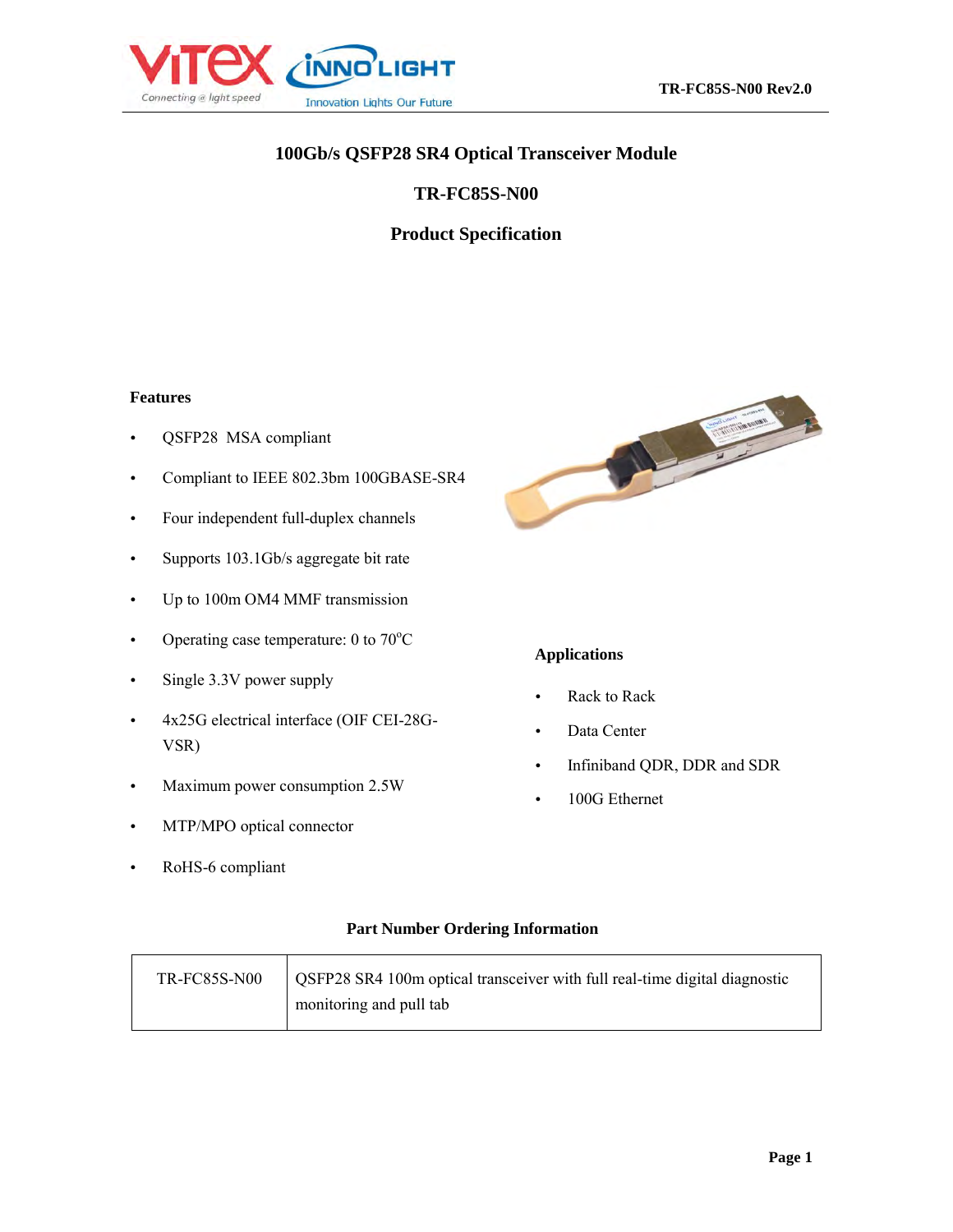# 100Gb/s QSFP28 SR4 Optical Transceiver Module

## TR-FC85S-N00

## Product Specification

### Features

- QSFP28 MSA compliant
- Compliant to IEEE 802.3bm 100GBASE-SR4
- Four independent full-duplex channels
- Supports 103.1Gb/s aggregate bit rate
- Up to 100m OM4 MMF transmission
- Operating case temperature: 0 to 70°C
- Single 3.3V power supply
- 4x25G electrical interface (OIF CEI-28G-VSR)
- Maximum power consumption 2.5W
- MTP/MPO optical connector
- RoHS-6 compliant

### Applications

- Rack to Rack
- Data Center
- Infiniband QDR, DDR and SDR
- 100G Ethernet

### Part Number Ordering Information

| TR-FC85S-N00 | QSFP28 SR4 100m optical transceiver with full real-time digital diagnostic monitoring and pull tab |
|---|---|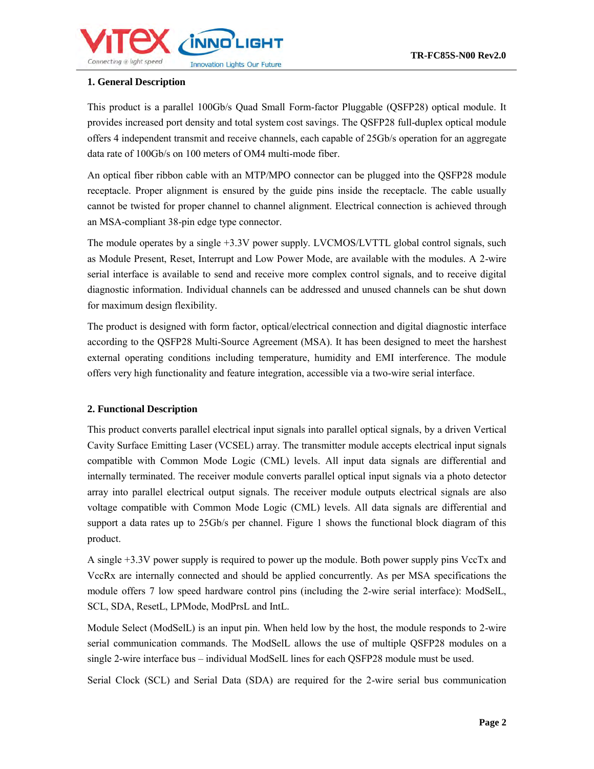## 1. General Description

This product is a parallel 100Gb/s Quad Small Form-factor Pluggable (QSFP28) optical module. It provides increased port density and total system cost savings. The QSFP28 full-duplex optical module offers 4 independent transmit and receive channels, each capable of 25Gb/s operation for an aggregate data rate of 100Gb/s on 100 meters of OM4 multi-mode fiber.

An optical fiber ribbon cable with an MTP/MPO connector can be plugged into the QSFP28 module receptacle. Proper alignment is ensured by the guide pins inside the receptacle. The cable usually cannot be twisted for proper channel to channel alignment. Electrical connection is achieved through an MSA-compliant 38-pin edge type connector.

The module operates by a single +3.3V power supply. LVCMOS/LVTTL global control signals, such as Module Present, Reset, Interrupt and Low Power Mode, are available with the modules. A 2-wire serial interface is available to send and receive more complex control signals, and to receive digital diagnostic information. Individual channels can be addressed and unused channels can be shut down for maximum design flexibility.

The product is designed with form factor, optical/electrical connection and digital diagnostic interface according to the QSFP28 Multi-Source Agreement (MSA). It has been designed to meet the harshest external operating conditions including temperature, humidity and EMI interference. The module offers very high functionality and feature integration, accessible via a two-wire serial interface.

## 2. Functional Description

This product converts parallel electrical input signals into parallel optical signals, by a driven Vertical Cavity Surface Emitting Laser (VCSEL) array. The transmitter module accepts electrical input signals compatible with Common Mode Logic (CML) levels. All input data signals are differential and internally terminated. The receiver module converts parallel optical input signals via a photo detector array into parallel electrical output signals. The receiver module outputs electrical signals are also voltage compatible with Common Mode Logic (CML) levels. All data signals are differential and support a data rates up to 25Gb/s per channel. Figure 1 shows the functional block diagram of this product.

A single +3.3V power supply is required to power up the module. Both power supply pins VccTx and VccRx are internally connected and should be applied concurrently. As per MSA specifications the module offers 7 low speed hardware control pins (including the 2-wire serial interface): ModSelL, SCL, SDA, ResetL, LPMode, ModPrsL and IntL.

Module Select (ModSelL) is an input pin. When held low by the host, the module responds to 2-wire serial communication commands. The ModSelL allows the use of multiple QSFP28 modules on a single 2-wire interface bus – individual ModSelL lines for each QSFP28 module must be used.

Serial Clock (SCL) and Serial Data (SDA) are required for the 2-wire serial bus communication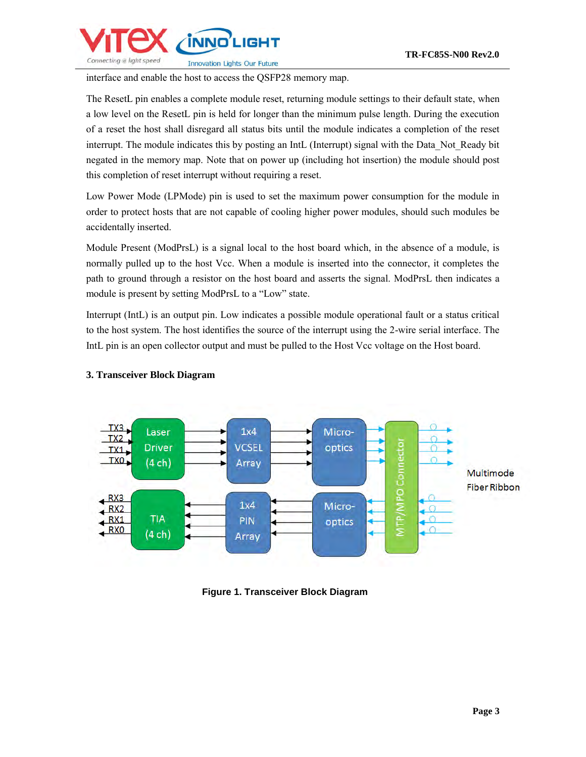interface and enable the host to access the QSFP28 memory map.

The ResetL pin enables a complete module reset, returning module settings to their default state, when a low level on the ResetL pin is held for longer than the minimum pulse length. During the execution of a reset the host shall disregard all status bits until the module indicates a completion of the reset interrupt. The module indicates this by posting an IntL (Interrupt) signal with the Data_Not_Ready bit negated in the memory map. Note that on power up (including hot insertion) the module should post this completion of reset interrupt without requiring a reset.

Low Power Mode (LPMode) pin is used to set the maximum power consumption for the module in order to protect hosts that are not capable of cooling higher power modules, should such modules be accidentally inserted.

Module Present (ModPrsL) is a signal local to the host board which, in the absence of a module, is normally pulled up to the host Vcc. When a module is inserted into the connector, it completes the path to ground through a resistor on the host board and asserts the signal. ModPrsL then indicates a module is present by setting ModPrsL to a "Low" state.

Interrupt (IntL) is an output pin. Low indicates a possible module operational fault or a status critical to the host system. The host identifies the source of the interrupt using the 2-wire serial interface. The IntL pin is an open collector output and must be pulled to the Host Vcc voltage on the Host board.

### 3. Transceiver Block Diagram

**Figure 1. Transceiver Block Diagram**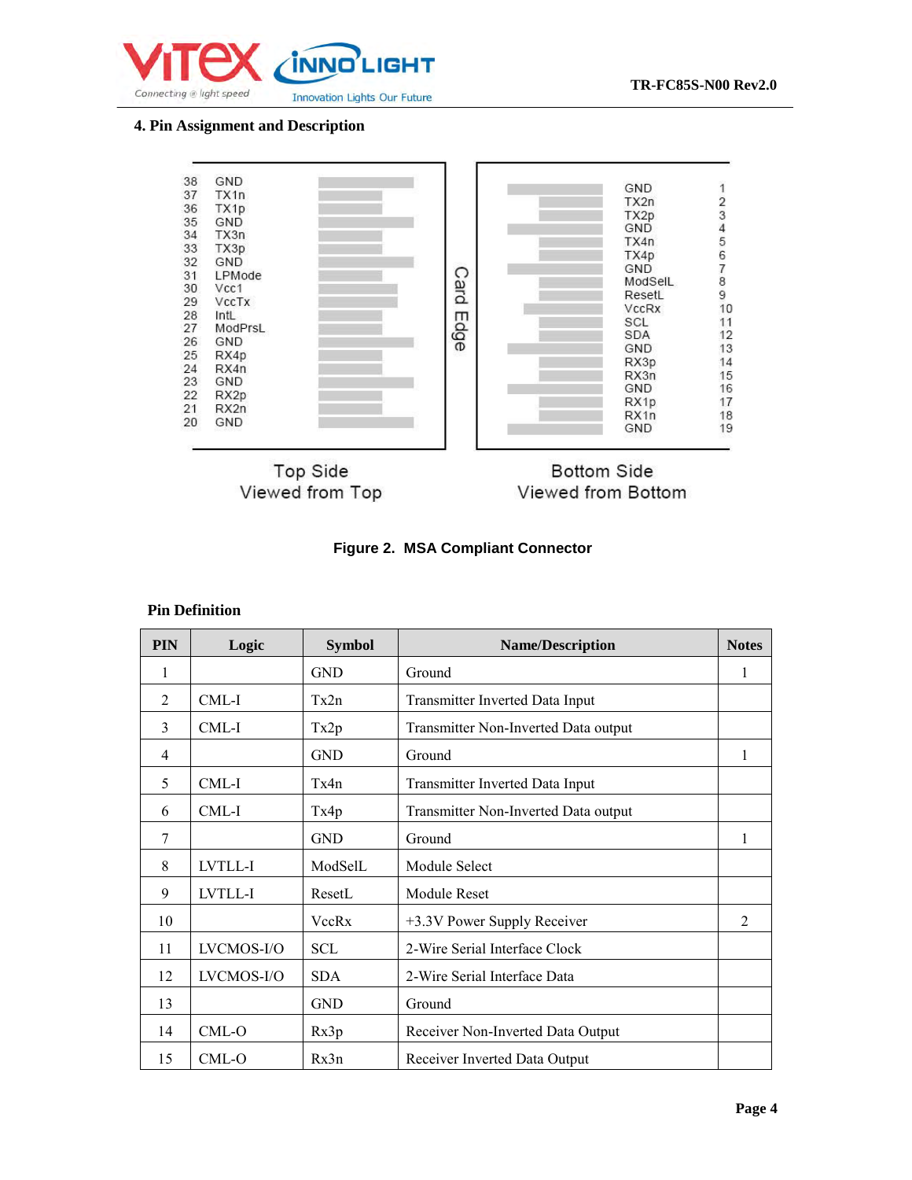## 4. Pin Assignment and Description

| Top Side (Viewed from Top) | | Bottom Side (Viewed from Bottom) | |
|---|---|---|---|
| 38 | GND | GND | 1 |
| 37 | TX1n | TX2n | 2 |
| 36 | TX1p | TX2p | 3 |
| 35 | GND | GND | 4 |
| 34 | TX3n | TX4n | 5 |
| 33 | TX3p | TX4p | 6 |
| 32 | GND | GND | 7 |
| 31 | LPMode | ModSelL | 8 |
| 30 | Vcc1 | ResetL | 9 |
| 29 | VccTx | VccRx | 10 |
| 28 | IntL | SCL | 11 |
| 27 | ModPrsL | SDA | 12 |
| 26 | GND | GND | 13 |
| 25 | RX4p | RX3p | 14 |
| 24 | RX4n | RX3n | 15 |
| 23 | GND | GND | 16 |
| 22 | RX2p | RX1p | 17 |
| 21 | RX2n | RX1n | 18 |
| 20 | GND | GND | 19 |

Card Edge

Top Side
Viewed from Top

Bottom Side
Viewed from Bottom

**Figure 2. MSA Compliant Connector**

### Pin Definition

| PIN | Logic | Symbol | Name/Description | Notes |
|---|---|---|---|---|
| 1 | | GND | Ground | 1 |
| 2 | CML-I | Tx2n | Transmitter Inverted Data Input | |
| 3 | CML-I | Tx2p | Transmitter Non-Inverted Data output | |
| 4 | | GND | Ground | 1 |
| 5 | CML-I | Tx4n | Transmitter Inverted Data Input | |
| 6 | CML-I | Tx4p | Transmitter Non-Inverted Data output | |
| 7 | | GND | Ground | 1 |
| 8 | LVTLL-I | ModSelL | Module Select | |
| 9 | LVTLL-I | ResetL | Module Reset | |
| 10 | | VccRx | +3.3V Power Supply Receiver | 2 |
| 11 | LVCMOS-I/O | SCL | 2-Wire Serial Interface Clock | |
| 12 | LVCMOS-I/O | SDA | 2-Wire Serial Interface Data | |
| 13 | | GND | Ground | |
| 14 | CML-O | Rx3p | Receiver Non-Inverted Data Output | |
| 15 | CML-O | Rx3n | Receiver Inverted Data Output | |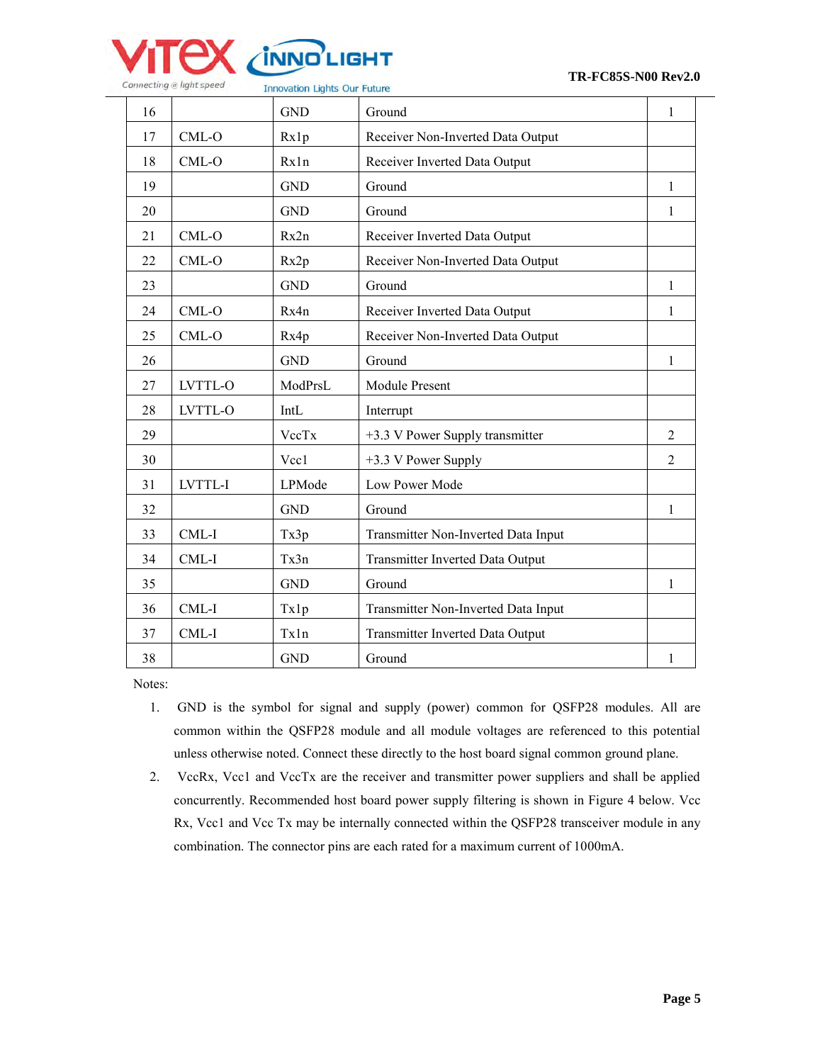| 16 | | GND | Ground | 1 |
|---|---|---|---|---|
| 17 | CML-O | Rx1p | Receiver Non-Inverted Data Output | |
| 18 | CML-O | Rx1n | Receiver Inverted Data Output | |
| 19 | | GND | Ground | 1 |
| 20 | | GND | Ground | 1 |
| 21 | CML-O | Rx2n | Receiver Inverted Data Output | |
| 22 | CML-O | Rx2p | Receiver Non-Inverted Data Output | |
| 23 | | GND | Ground | 1 |
| 24 | CML-O | Rx4n | Receiver Inverted Data Output | 1 |
| 25 | CML-O | Rx4p | Receiver Non-Inverted Data Output | |
| 26 | | GND | Ground | 1 |
| 27 | LVTTL-O | ModPrsL | Module Present | |
| 28 | LVTTL-O | IntL | Interrupt | |
| 29 | | VccTx | +3.3 V Power Supply transmitter | 2 |
| 30 | | Vcc1 | +3.3 V Power Supply | 2 |
| 31 | LVTTL-I | LPMode | Low Power Mode | |
| 32 | | GND | Ground | 1 |
| 33 | CML-I | Tx3p | Transmitter Non-Inverted Data Input | |
| 34 | CML-I | Tx3n | Transmitter Inverted Data Output | |
| 35 | | GND | Ground | 1 |
| 36 | CML-I | Tx1p | Transmitter Non-Inverted Data Input | |
| 37 | CML-I | Tx1n | Transmitter Inverted Data Output | |
| 38 | | GND | Ground | 1 |

Notes:

1. GND is the symbol for signal and supply (power) common for QSFP28 modules. All are common within the QSFP28 module and all module voltages are referenced to this potential unless otherwise noted. Connect these directly to the host board signal common ground plane.
2. VccRx, Vcc1 and VccTx are the receiver and transmitter power suppliers and shall be applied concurrently. Recommended host board power supply filtering is shown in Figure 4 below. Vcc Rx, Vcc1 and Vcc Tx may be internally connected within the QSFP28 transceiver module in any combination. The connector pins are each rated for a maximum current of 1000mA.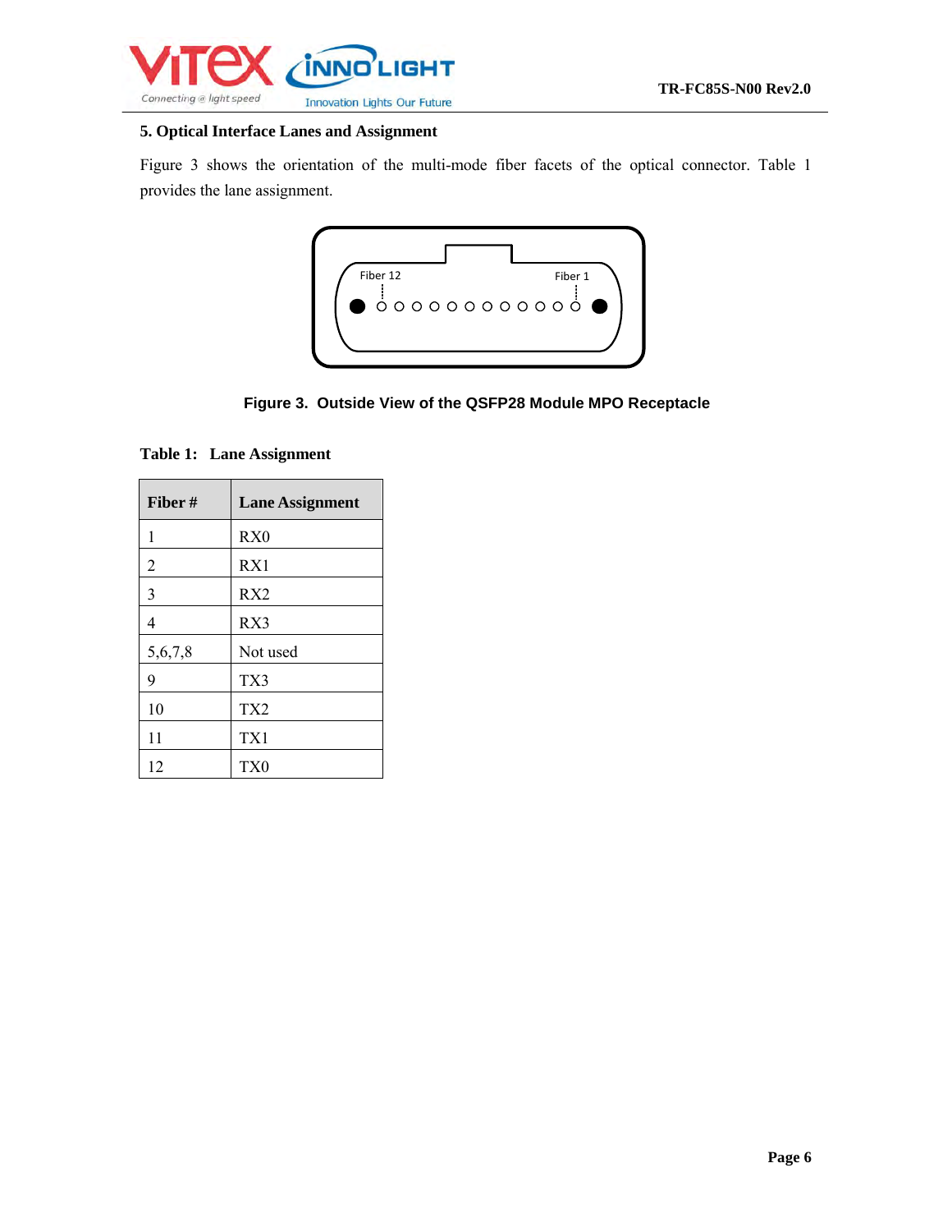## 5. Optical Interface Lanes and Assignment

Figure 3 shows the orientation of the multi-mode fiber facets of the optical connector. Table 1 provides the lane assignment.

Fiber 12 Fiber 1

**Figure 3. Outside View of the QSFP28 Module MPO Receptacle**

**Table 1: Lane Assignment**

| Fiber # | Lane Assignment |
|---|---|
| 1 | RX0 |
| 2 | RX1 |
| 3 | RX2 |
| 4 | RX3 |
| 5,6,7,8 | Not used |
| 9 | TX3 |
| 10 | TX2 |
| 11 | TX1 |
| 12 | TX0 |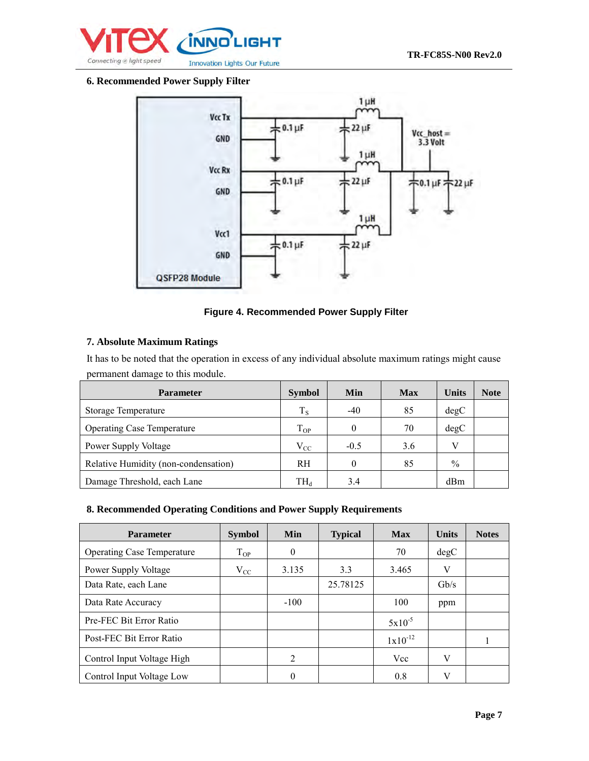## 6. Recommended Power Supply Filter

**Figure 4. Recommended Power Supply Filter**

## 7. Absolute Maximum Ratings

It has to be noted that the operation in excess of any individual absolute maximum ratings might cause permanent damage to this module.

| Parameter | Symbol | Min | Max | Units | Note |
|---|---|---|---|---|---|
| Storage Temperature | $T_S$ | -40 | 85 | degC | |
| Operating Case Temperature | $T_{OP}$ | 0 | 70 | degC | |
| Power Supply Voltage | $V_{CC}$ | -0.5 | 3.6 | V | |
| Relative Humidity (non-condensation) | RH | 0 | 85 | % | |
| Damage Threshold, each Lane | $TH_d$ | 3.4 | | dBm | |

## 8. Recommended Operating Conditions and Power Supply Requirements

| Parameter | Symbol | Min | Typical | Max | Units | Notes |
|---|---|---|---|---|---|---|
| Operating Case Temperature | $T_{OP}$ | 0 | | 70 | degC | |
| Power Supply Voltage | $V_{CC}$ | 3.135 | 3.3 | 3.465 | V | |
| Data Rate, each Lane | | | 25.78125 | | Gb/s | |
| Data Rate Accuracy | | -100 | | 100 | ppm | |
| Pre-FEC Bit Error Ratio | | | | $5x10^{-5}$ | | |
| Post-FEC Bit Error Ratio | | | | $1x10^{-12}$ | | 1 |
| Control Input Voltage High | | 2 | | Vcc | V | |
| Control Input Voltage Low | | 0 | | 0.8 | V | |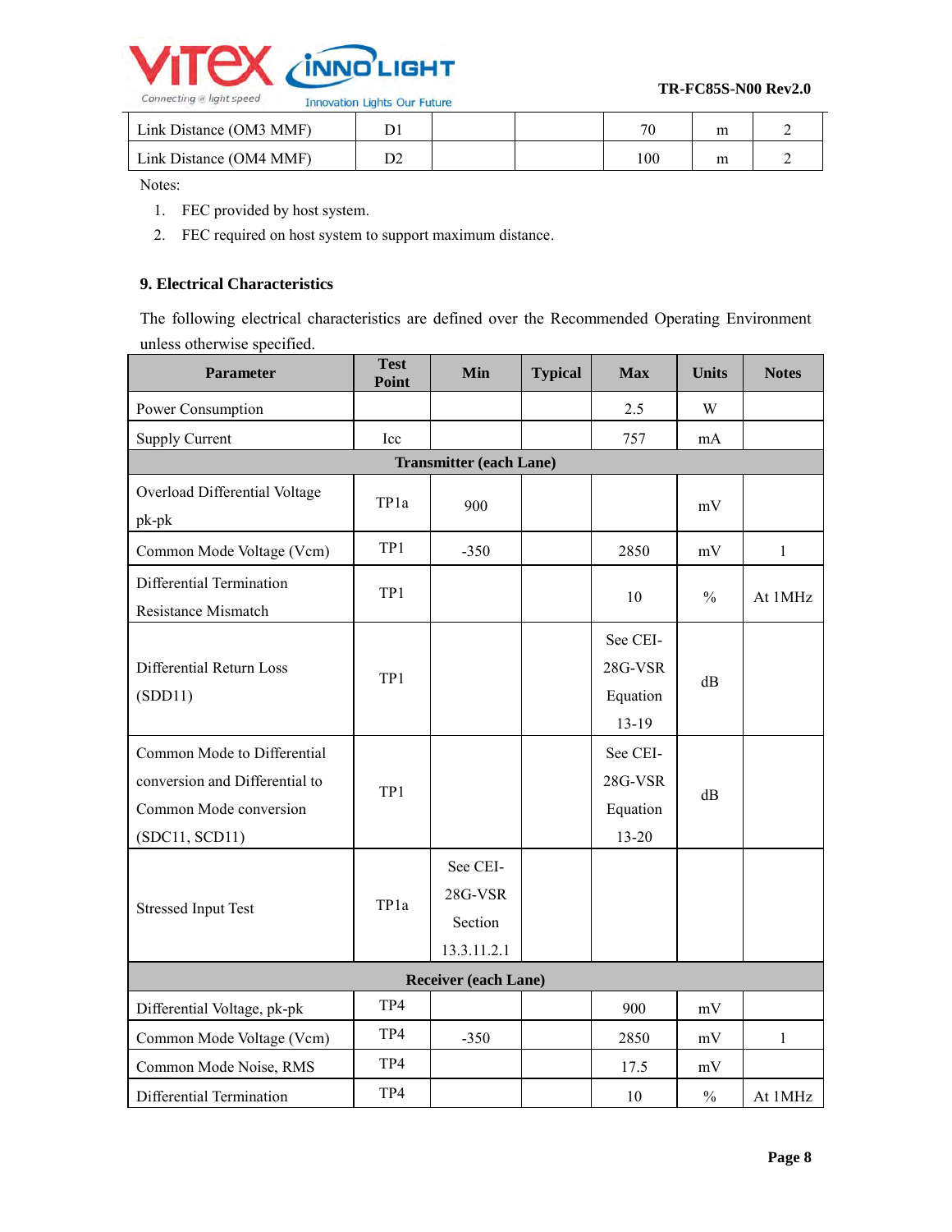| Link Distance (OM3 MMF) | D1 | | | 70 | m | 2 |
|---|---|---|---|---|---|---|
| Link Distance (OM4 MMF) | D2 | | | 100 | m | 2 |

Notes:

1. FEC provided by host system.
2. FEC required on host system to support maximum distance.

## 9. Electrical Characteristics

The following electrical characteristics are defined over the Recommended Operating Environment unless otherwise specified.

| Parameter | Test Point | Min | Typical | Max | Units | Notes |
|---|---|---|---|---|---|---|
| Power Consumption | | | | 2.5 | W | |
| Supply Current | Icc | | | 757 | mA | |
| **Transmitter (each Lane)** | | | | | | |
| Overload Differential Voltage pk-pk | TP1a | 900 | | | mV | |
| Common Mode Voltage (Vcm) | TP1 | -350 | | 2850 | mV | 1 |
| Differential Termination Resistance Mismatch | TP1 | | | 10 | % | At 1MHz |
| Differential Return Loss (SDD11) | TP1 | | | See CEI-28G-VSR Equation 13-19 | dB | |
| Common Mode to Differential conversion and Differential to Common Mode conversion (SDC11, SCD11) | TP1 | | | See CEI-28G-VSR Equation 13-20 | dB | |
| Stressed Input Test | TP1a | See CEI-28G-VSR Section 13.3.11.2.1 | | | | |
| **Receiver (each Lane)** | | | | | | |
| Differential Voltage, pk-pk | TP4 | | | 900 | mV | |
| Common Mode Voltage (Vcm) | TP4 | -350 | | 2850 | mV | 1 |
| Common Mode Noise, RMS | TP4 | | | 17.5 | mV | |
| Differential Termination | TP4 | | | 10 | % | At 1MHz |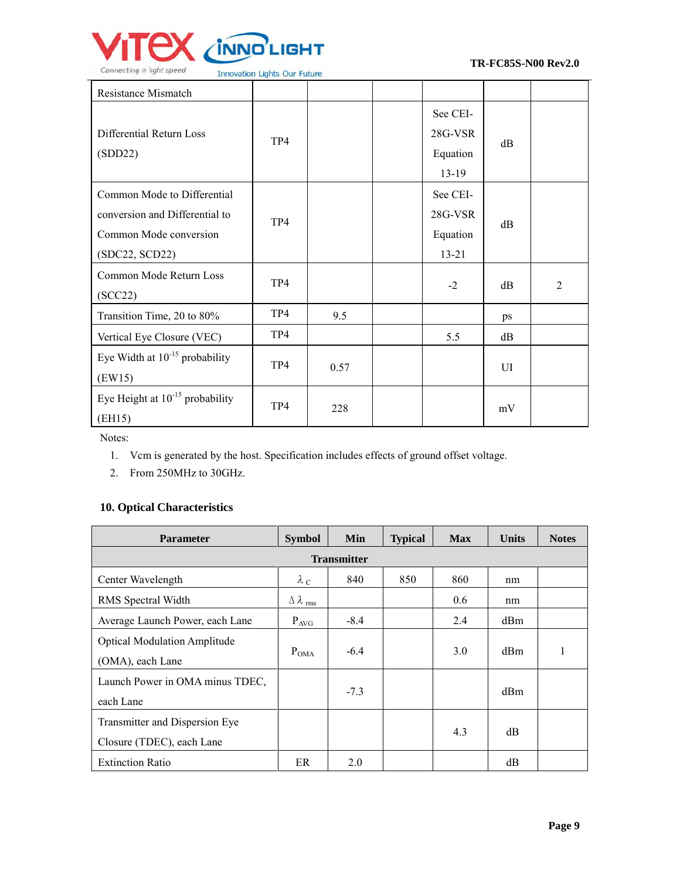| | | | | | | |
|---|---|---|---|---|---|---|
| Resistance Mismatch | | | | | | |
| Differential Return Loss (SDD22) | TP4 | | | See CEI-28G-VSR Equation 13-19 | dB | |
| Common Mode to Differential conversion and Differential to Common Mode conversion (SDC22, SCD22) | TP4 | | | See CEI-28G-VSR Equation 13-21 | dB | |
| Common Mode Return Loss (SCC22) | TP4 | | | -2 | dB | 2 |
| Transition Time, 20 to 80% | TP4 | 9.5 | | | ps | |
| Vertical Eye Closure (VEC) | TP4 | | | 5.5 | dB | |
| Eye Width at $10^{-15}$ probability (EW15) | TP4 | 0.57 | | | UI | |
| Eye Height at $10^{-15}$ probability (EH15) | TP4 | 228 | | | mV | |

Notes:

1. Vcm is generated by the host. Specification includes effects of ground offset voltage.
2. From 250MHz to 30GHz.

## 10. Optical Characteristics

| Parameter | Symbol | Min | Typical | Max | Units | Notes |
|---|---|---|---|---|---|---|
| **Transmitter** | | | | | | |
| Center Wavelength | $\lambda_C$ | 840 | 850 | 860 | nm | |
| RMS Spectral Width | $\Delta\lambda_{rms}$ | | | 0.6 | nm | |
| Average Launch Power, each Lane | $P_{AVG}$ | -8.4 | | 2.4 | dBm | |
| Optical Modulation Amplitude (OMA), each Lane | $P_{OMA}$ | -6.4 | | 3.0 | dBm | 1 |
| Launch Power in OMA minus TDEC, each Lane | | -7.3 | | | dBm | |
| Transmitter and Dispersion Eye Closure (TDEC), each Lane | | | | 4.3 | dB | |
| Extinction Ratio | ER | 2.0 | | | dB | |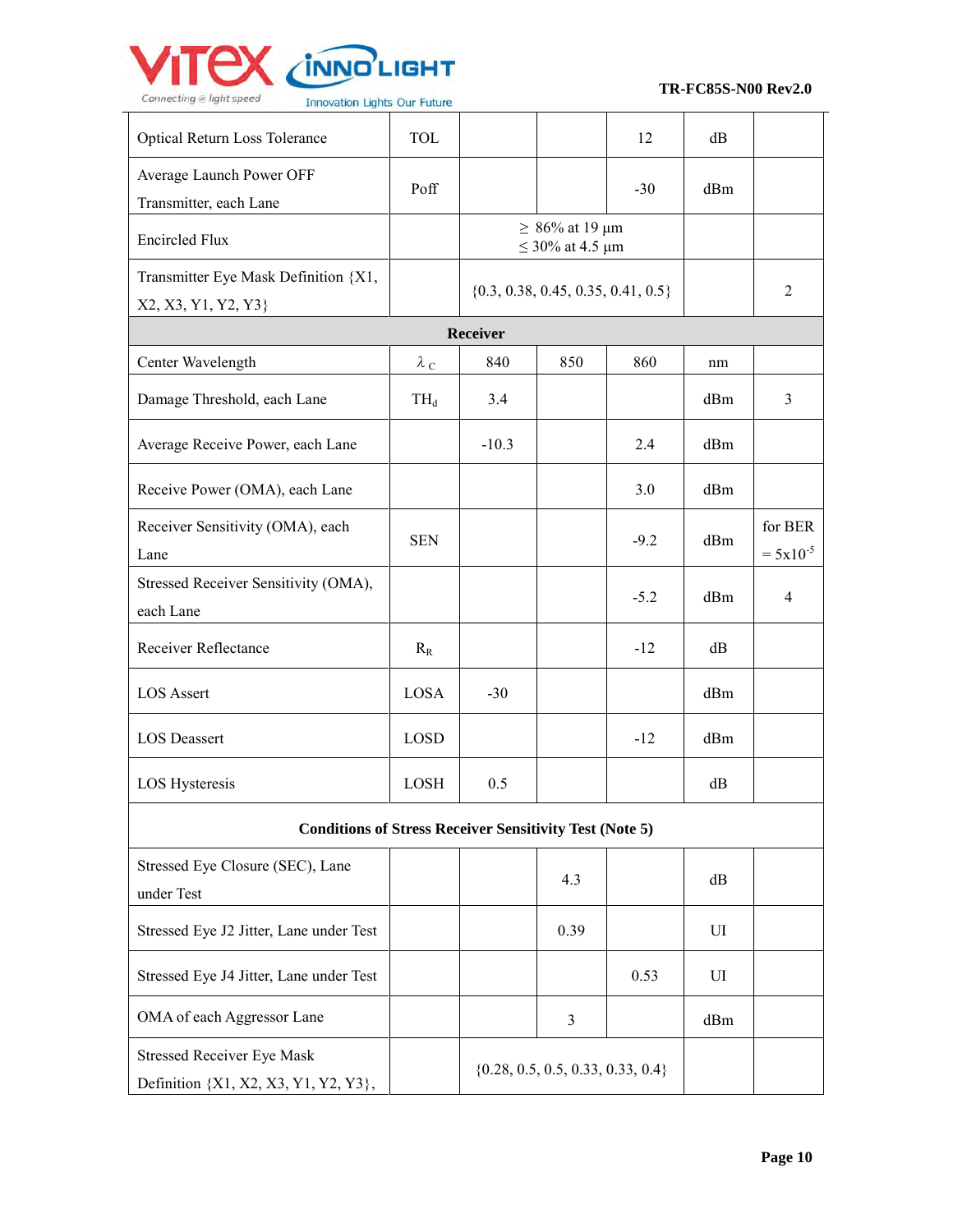| Optical Return Loss Tolerance | TOL | | | 12 | dB | |
|---|---|---|---|---|---|---|
| Average Launch Power OFF Transmitter, each Lane | Poff | | | -30 | dBm | |
| Encircled Flux | | ≥ 86% at 19 µm ≤ 30% at 4.5 µm | | | | |
| Transmitter Eye Mask Definition {X1, X2, X3, Y1, Y2, Y3} | | {0.3, 0.38, 0.45, 0.35, 0.41, 0.5} | | | | 2 |
| **Receiver** | | | | | | |
| Center Wavelength | $\lambda_C$ | 840 | 850 | 860 | nm | |
| Damage Threshold, each Lane | $TH_d$ | 3.4 | | | dBm | 3 |
| Average Receive Power, each Lane | | -10.3 | | 2.4 | dBm | |
| Receive Power (OMA), each Lane | | | | 3.0 | dBm | |
| Receiver Sensitivity (OMA), each Lane | SEN | | | -9.2 | dBm | for BER = $5x10^{-5}$ |
| Stressed Receiver Sensitivity (OMA), each Lane | | | | -5.2 | dBm | 4 |
| Receiver Reflectance | $R_R$ | | | -12 | dB | |
| LOS Assert | LOSA | -30 | | | dBm | |
| LOS Deassert | LOSD | | | -12 | dBm | |
| LOS Hysteresis | LOSH | 0.5 | | | dB | |
| **Conditions of Stress Receiver Sensitivity Test (Note 5)** | | | | | | |
| Stressed Eye Closure (SEC), Lane under Test | | | 4.3 | | dB | |
| Stressed Eye J2 Jitter, Lane under Test | | | 0.39 | | UI | |
| Stressed Eye J4 Jitter, Lane under Test | | | | 0.53 | UI | |
| OMA of each Aggressor Lane | | | 3 | | dBm | |
| Stressed Receiver Eye Mask Definition {X1, X2, X3, Y1, Y2, Y3}, | | {0.28, 0.5, 0.5, 0.33, 0.33, 0.4} | | | | |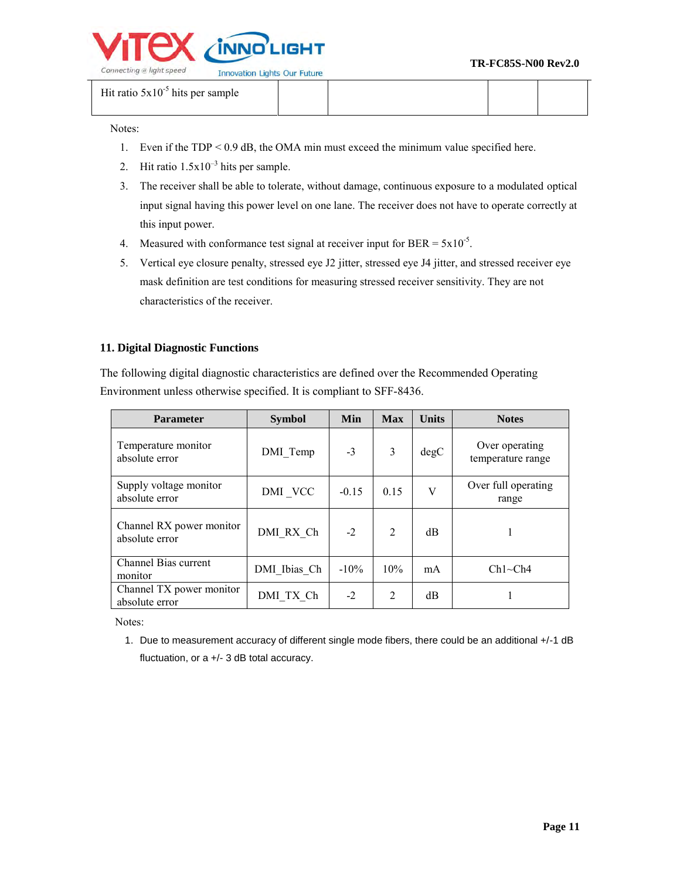| Hit ratio $5x10^{-5}$ hits per sample | | | | |
|---|---|---|---|---|

Notes:

1. Even if the TDP < 0.9 dB, the OMA min must exceed the minimum value specified here.
2. Hit ratio $1.5x10^{-3}$ hits per sample.
3. The receiver shall be able to tolerate, without damage, continuous exposure to a modulated optical input signal having this power level on one lane. The receiver does not have to operate correctly at this input power.
4. Measured with conformance test signal at receiver input for BER = $5x10^{-5}$.
5. Vertical eye closure penalty, stressed eye J2 jitter, stressed eye J4 jitter, and stressed receiver eye mask definition are test conditions for measuring stressed receiver sensitivity. They are not characteristics of the receiver.

## 11. Digital Diagnostic Functions

The following digital diagnostic characteristics are defined over the Recommended Operating Environment unless otherwise specified. It is compliant to SFF-8436.

| Parameter | Symbol | Min | Max | Units | Notes |
|---|---|---|---|---|---|
| Temperature monitor absolute error | DMI_Temp | -3 | 3 | degC | Over operating temperature range |
| Supply voltage monitor absolute error | DMI _VCC | -0.15 | 0.15 | V | Over full operating range |
| Channel RX power monitor absolute error | DMI_RX_Ch | -2 | 2 | dB | 1 |
| Channel Bias current monitor | DMI_Ibias_Ch | -10% | 10% | mA | Ch1~Ch4 |
| Channel TX power monitor absolute error | DMI_TX_Ch | -2 | 2 | dB | 1 |

Notes:

1. Due to measurement accuracy of different single mode fibers, there could be an additional +/-1 dB fluctuation, or a +/- 3 dB total accuracy.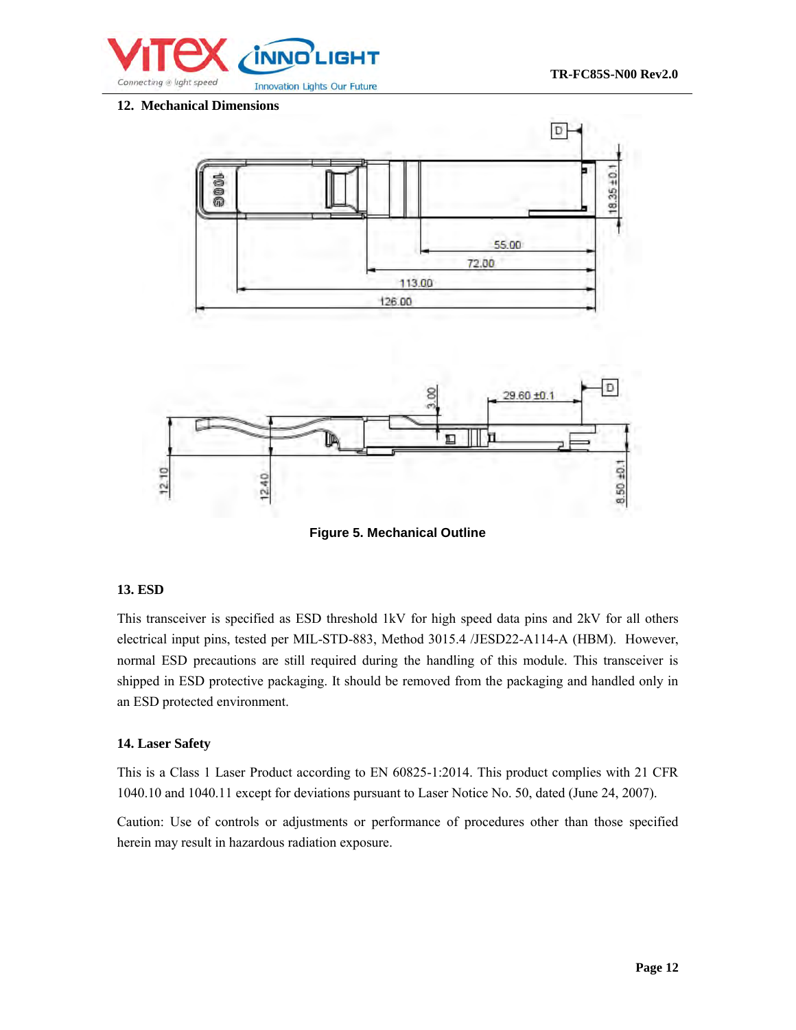## 12. Mechanical Dimensions

**Figure 5. Mechanical Outline**

## 13. ESD

This transceiver is specified as ESD threshold 1kV for high speed data pins and 2kV for all others electrical input pins, tested per MIL-STD-883, Method 3015.4 /JESD22-A114-A (HBM). However, normal ESD precautions are still required during the handling of this module. This transceiver is shipped in ESD protective packaging. It should be removed from the packaging and handled only in an ESD protected environment.

## 14. Laser Safety

This is a Class 1 Laser Product according to EN 60825-1:2014. This product complies with 21 CFR 1040.10 and 1040.11 except for deviations pursuant to Laser Notice No. 50, dated (June 24, 2007).

Caution: Use of controls or adjustments or performance of procedures other than those specified herein may result in hazardous radiation exposure.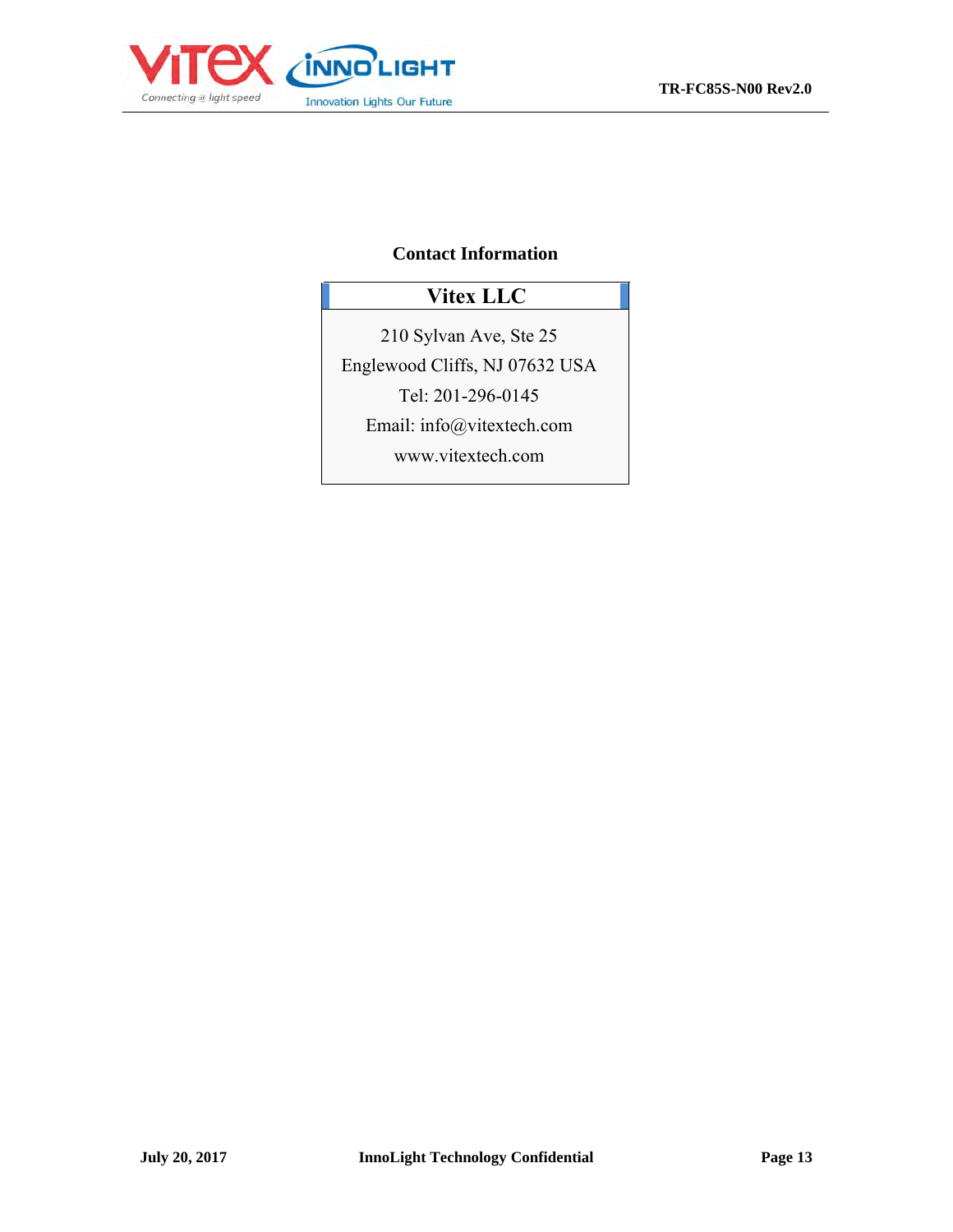## Contact Information

### Vitex LLC

210 Sylvan Ave, Ste 25

Englewood Cliffs, NJ 07632 USA

Tel: 201-296-0145

Email: info@vitextech.com

www.vitextech.com